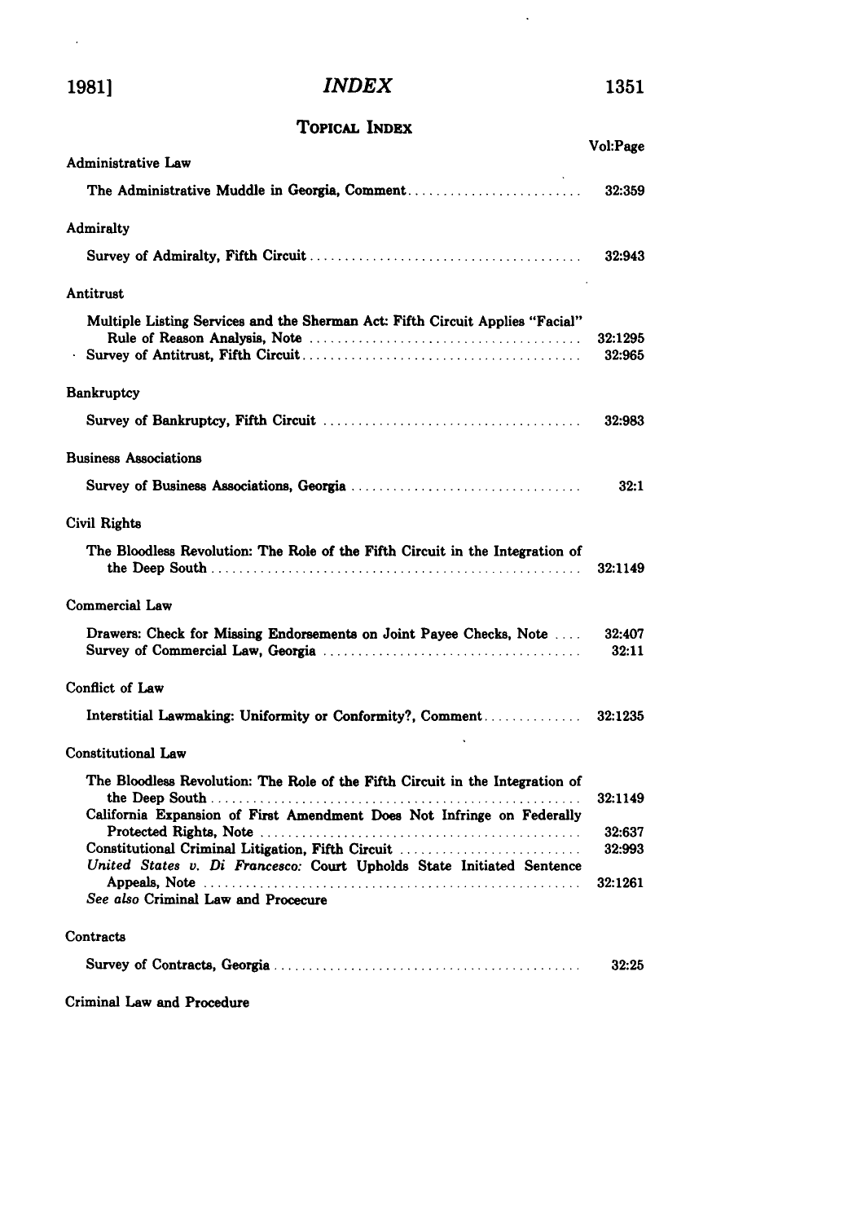# INDEX

## TOPICAL INDEX

Vol:Page

**Administrative Law**

The Administrative Muddle in Georgia, Comment .......... 32:359

**Admiralty**

Survey of Admiralty, Fifth Circuit .......... 32:943

**Antitrust**

Multiple Listing Services and the Sherman Act: Fifth Circuit Applies "Facial" Rule of Reason Analysis, Note .......... 32:1295

Survey of Antitrust, Fifth Circuit .......... 32:965

**Bankruptcy**

Survey of Bankruptcy, Fifth Circuit .......... 32:983

**Business Associations**

Survey of Business Associations, Georgia .......... 32:1

**Civil Rights**

The Bloodless Revolution: The Role of the Fifth Circuit in the Integration of the Deep South .......... 32:1149

**Commercial Law**

Drawers: Check for Missing Endorsements on Joint Payee Checks, Note .......... 32:407

Survey of Commercial Law, Georgia .......... 32:11

**Conflict of Law**

Interstitial Lawmaking: Uniformity or Conformity?, Comment .......... 32:1235

**Constitutional Law**

The Bloodless Revolution: The Role of the Fifth Circuit in the Integration of the Deep South .......... 32:1149

California Expansion of First Amendment Does Not Infringe on Federally Protected Rights, Note .......... 32:637

Constitutional Criminal Litigation, Fifth Circuit .......... 32:993

*United States v. Di Francesco:* Court Upholds State Initiated Sentence Appeals, Note .......... 32:1261

*See also* Criminal Law and Procecure

**Contracts**

Survey of Contracts, Georgia .......... 32:25

**Criminal Law and Procedure**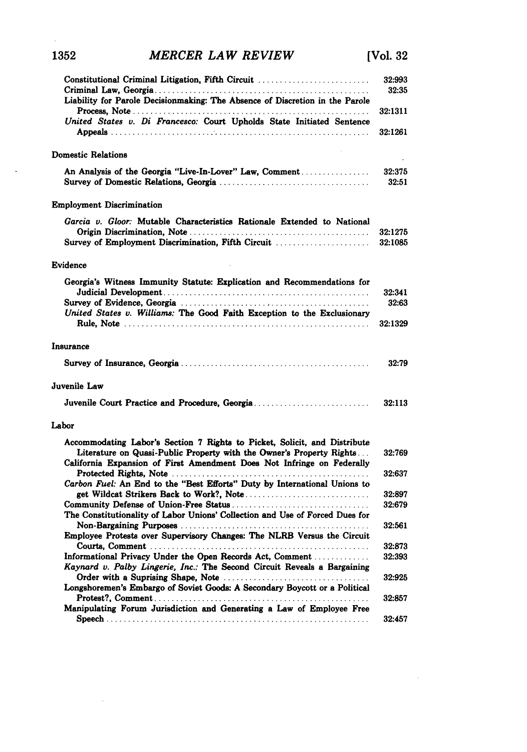Constitutional Criminal Litigation, Fifth Circuit .......................... 32:993
Criminal Law, Georgia .......................... 32:35
Liability for Parole Decisionmaking: The Absence of Discretion in the Parole Process, Note .......................... 32:1311
*United States v. Di Francesco:* Court Upholds State Initiated Sentence Appeals .......................... 32:1261

Domestic Relations

An Analysis of the Georgia "Live-In-Lover" Law, Comment .......................... 32:375
Survey of Domestic Relations, Georgia .......................... 32:51

Employment Discrimination

*Garcia v. Gloor:* Mutable Characteristics Rationale Extended to National Origin Discrimination, Note .......................... 32:1275
Survey of Employment Discrimination, Fifth Circuit .......................... 32:1085

Evidence

Georgia's Witness Immunity Statute: Explication and Recommendations for Judicial Development .......................... 32:341
Survey of Evidence, Georgia .......................... 32:63
*United States v. Williams:* The Good Faith Exception to the Exclusionary Rule, Note .......................... 32:1329

Insurance

Survey of Insurance, Georgia .......................... 32:79

Juvenile Law

Juvenile Court Practice and Procedure, Georgia .......................... 32:113

Labor

Accommodating Labor's Section 7 Rights to Picket, Solicit, and Distribute Literature on Quasi-Public Property with the Owner's Property Rights ... 32:769
California Expansion of First Amendment Does Not Infringe on Federally Protected Rights, Note .......................... 32:637
*Carbon Fuel:* An End to the "Best Efforts" Duty by International Unions to get Wildcat Strikers Back to Work?, Note .......................... 32:897
Community Defense of Union-Free Status .......................... 32:679
The Constitutionality of Labor Unions' Collection and Use of Forced Dues for Non-Bargaining Purposes .......................... 32:561
Employee Protests over Supervisory Changes: The NLRB Versus the Circuit Courts, Comment .......................... 32:873
Informational Privacy Under the Open Records Act, Comment .......................... 32:393
*Kaynard v. Palby Lingerie, Inc.:* The Second Circuit Reveals a Bargaining Order with a Suprising Shape, Note .......................... 32:925
Longshoremen's Embargo of Soviet Goods: A Secondary Boycott or a Political Protest?, Comment .......................... 32:857
Manipulating Forum Jurisdiction and Generating a Law of Employee Free Speech .......................... 32:457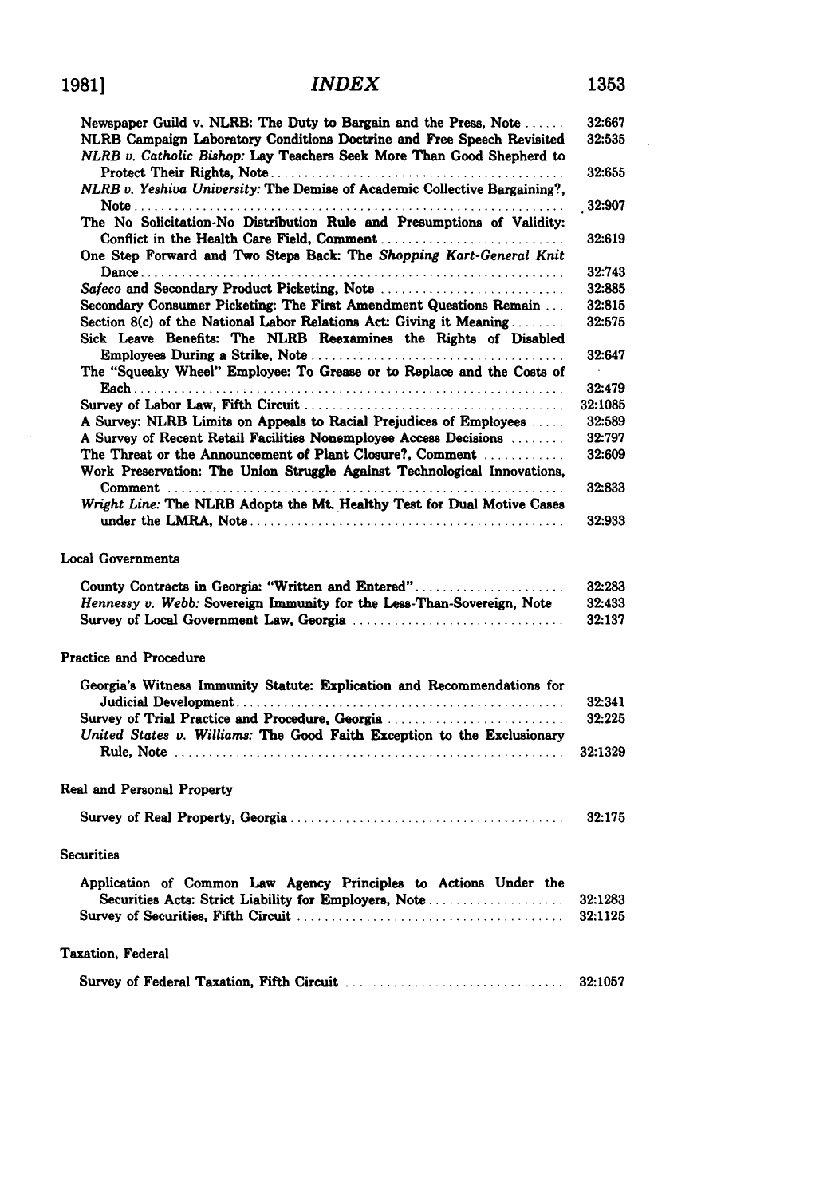Newspaper Guild v. NLRB: The Duty to Bargain and the Press, Note ...... 32:667

NLRB Campaign Laboratory Conditions Doctrine and Free Speech Revisited 32:535

*NLRB v. Catholic Bishop:* Lay Teachers Seek More Than Good Shepherd to Protect Their Rights, Note ........ 32:655

*NLRB v. Yeshiva University:* The Demise of Academic Collective Bargaining?, Note ........ 32:907

The No Solicitation-No Distribution Rule and Presumptions of Validity: Conflict in the Health Care Field, Comment ........ 32:619

One Step Forward and Two Steps Back: The *Shopping Kart-General Knit* Dance ........ 32:743

*Safeco* and Secondary Product Picketing, Note ........ 32:885

Secondary Consumer Picketing: The First Amendment Questions Remain ... 32:815

Section 8(c) of the National Labor Relations Act: Giving it Meaning ........ 32:575

Sick Leave Benefits: The NLRB Reexamines the Rights of Disabled Employees During a Strike, Note ........ 32:647

The "Squeaky Wheel" Employee: To Grease or to Replace and the Costs of Each ........ 32:479

Survey of Labor Law, Fifth Circuit ........ 32:1085

A Survey: NLRB Limits on Appeals to Racial Prejudices of Employees ..... 32:589

A Survey of Recent Retail Facilities Nonemployee Access Decisions ........ 32:797

The Threat or the Announcement of Plant Closure?, Comment ........ 32:609

Work Preservation: The Union Struggle Against Technological Innovations, Comment ........ 32:833

*Wright Line:* The NLRB Adopts the Mt. Healthy Test for Dual Motive Cases under the LMRA, Note ........ 32:933

Local Governments

County Contracts in Georgia: "Written and Entered" ........ 32:283

*Hennessy v. Webb:* Sovereign Immunity for the Less-Than-Sovereign, Note 32:433

Survey of Local Government Law, Georgia ........ 32:137

Practice and Procedure

Georgia's Witness Immunity Statute: Explication and Recommendations for Judicial Development ........ 32:341

Survey of Trial Practice and Procedure, Georgia ........ 32:225

*United States v. Williams:* The Good Faith Exception to the Exclusionary Rule, Note ........ 32:1329

Real and Personal Property

Survey of Real Property, Georgia ........ 32:175

Securities

Application of Common Law Agency Principles to Actions Under the Securities Acts: Strict Liability for Employers, Note ........ 32:1283

Survey of Securities, Fifth Circuit ........ 32:1125

Taxation, Federal

Survey of Federal Taxation, Fifth Circuit ........ 32:1057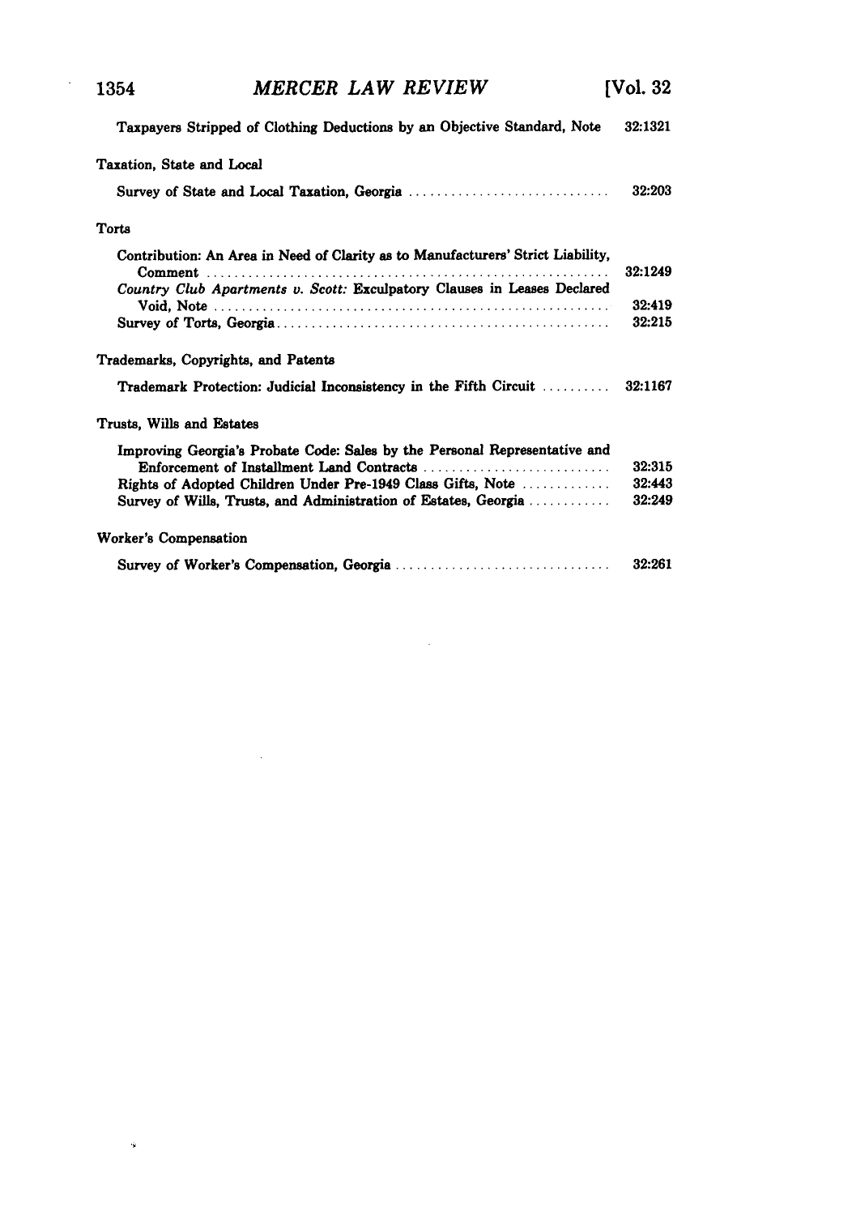Taxpayers Stripped of Clothing Deductions by an Objective Standard, Note 32:1321

Taxation, State and Local

Survey of State and Local Taxation, Georgia ............................. 32:203

Torts

Contribution: An Area in Need of Clarity as to Manufacturers' Strict Liability, Comment ........................................................ 32:1249

*Country Club Apartments v. Scott:* Exculpatory Clauses in Leases Declared Void, Note ........................................................ 32:419

Survey of Torts, Georgia................................................ 32:215

Trademarks, Copyrights, and Patents

Trademark Protection: Judicial Inconsistency in the Fifth Circuit .......... 32:1167

Trusts, Wills and Estates

Improving Georgia's Probate Code: Sales by the Personal Representative and Enforcement of Installment Land Contracts ........................... 32:315

Rights of Adopted Children Under Pre-1949 Class Gifts, Note ............. 32:443

Survey of Wills, Trusts, and Administration of Estates, Georgia ............ 32:249

Worker's Compensation

Survey of Worker's Compensation, Georgia ............................... 32:261